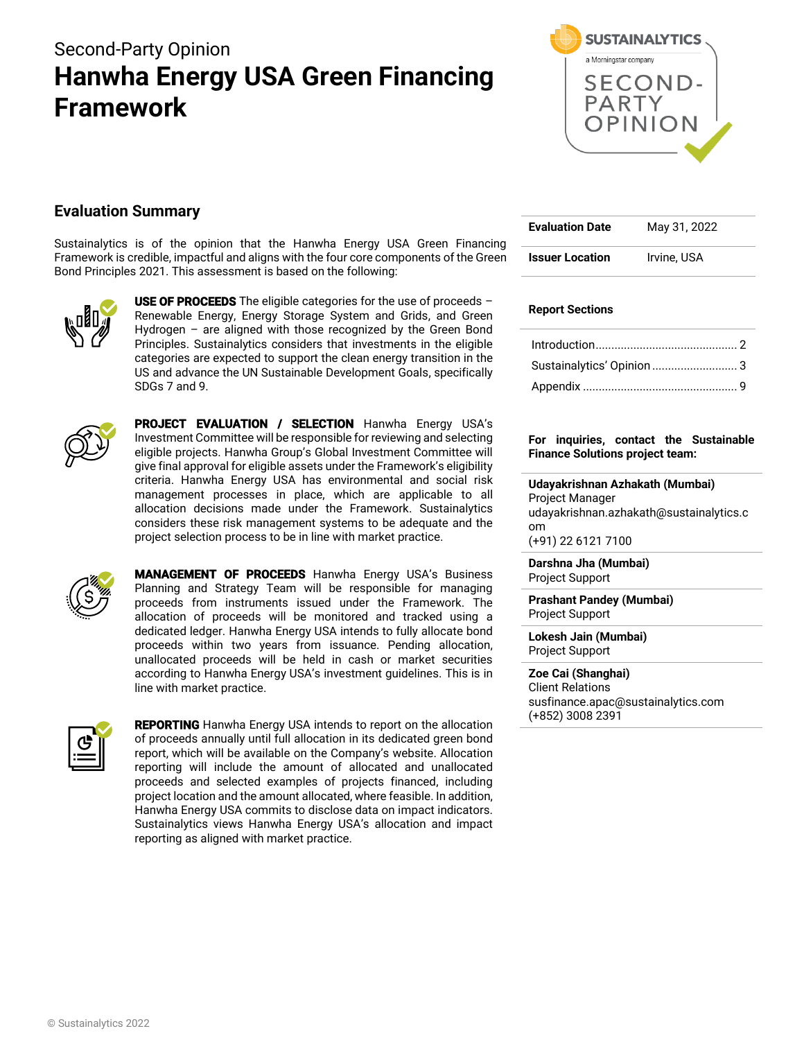Second-Party Opinion

# Hanwha Energy USA Green Financing Framework

SUSTAINALYTICS
a Morningstar company
SECOND-PARTY OPINION

## Evaluation Summary

Sustainalytics is of the opinion that the Hanwha Energy USA Green Financing Framework is credible, impactful and aligns with the four core components of the Green Bond Principles 2021. This assessment is based on the following:

**USE OF PROCEEDS** The eligible categories for the use of proceeds – Renewable Energy, Energy Storage System and Grids, and Green Hydrogen – are aligned with those recognized by the Green Bond Principles. Sustainalytics considers that investments in the eligible categories are expected to support the clean energy transition in the US and advance the UN Sustainable Development Goals, specifically SDGs 7 and 9.

**PROJECT EVALUATION / SELECTION** Hanwha Energy USA's Investment Committee will be responsible for reviewing and selecting eligible projects. Hanwha Group's Global Investment Committee will give final approval for eligible assets under the Framework's eligibility criteria. Hanwha Energy USA has environmental and social risk management processes in place, which are applicable to all allocation decisions made under the Framework. Sustainalytics considers these risk management systems to be adequate and the project selection process to be in line with market practice.

**MANAGEMENT OF PROCEEDS** Hanwha Energy USA's Business Planning and Strategy Team will be responsible for managing proceeds from instruments issued under the Framework. The allocation of proceeds will be monitored and tracked using a dedicated ledger. Hanwha Energy USA intends to fully allocate bond proceeds within two years from issuance. Pending allocation, unallocated proceeds will be held in cash or market securities according to Hanwha Energy USA's investment guidelines. This is in line with market practice.

**REPORTING** Hanwha Energy USA intends to report on the allocation of proceeds annually until full allocation in its dedicated green bond report, which will be available on the Company's website. Allocation reporting will include the amount of allocated and unallocated proceeds and selected examples of projects financed, including project location and the amount allocated, where feasible. In addition, Hanwha Energy USA commits to disclose data on impact indicators. Sustainalytics views Hanwha Energy USA's allocation and impact reporting as aligned with market practice.

| | |
|---|---|
| **Evaluation Date** | May 31, 2022 |
| **Issuer Location** | Irvine, USA |

**Report Sections**

- Introduction ............ 2
- Sustainalytics' Opinion ............ 3
- Appendix ............ 9

**For inquiries, contact the Sustainable Finance Solutions project team:**

**Udayakrishnan Azhakath (Mumbai)**
Project Manager
udayakrishnan.azhakath@sustainalytics.com
(+91) 22 6121 7100

**Darshna Jha (Mumbai)**
Project Support

**Prashant Pandey (Mumbai)**
Project Support

**Lokesh Jain (Mumbai)**
Project Support

**Zoe Cai (Shanghai)**
Client Relations
susfinance.apac@sustainalytics.com
(+852) 3008 2391

© Sustainalytics 2022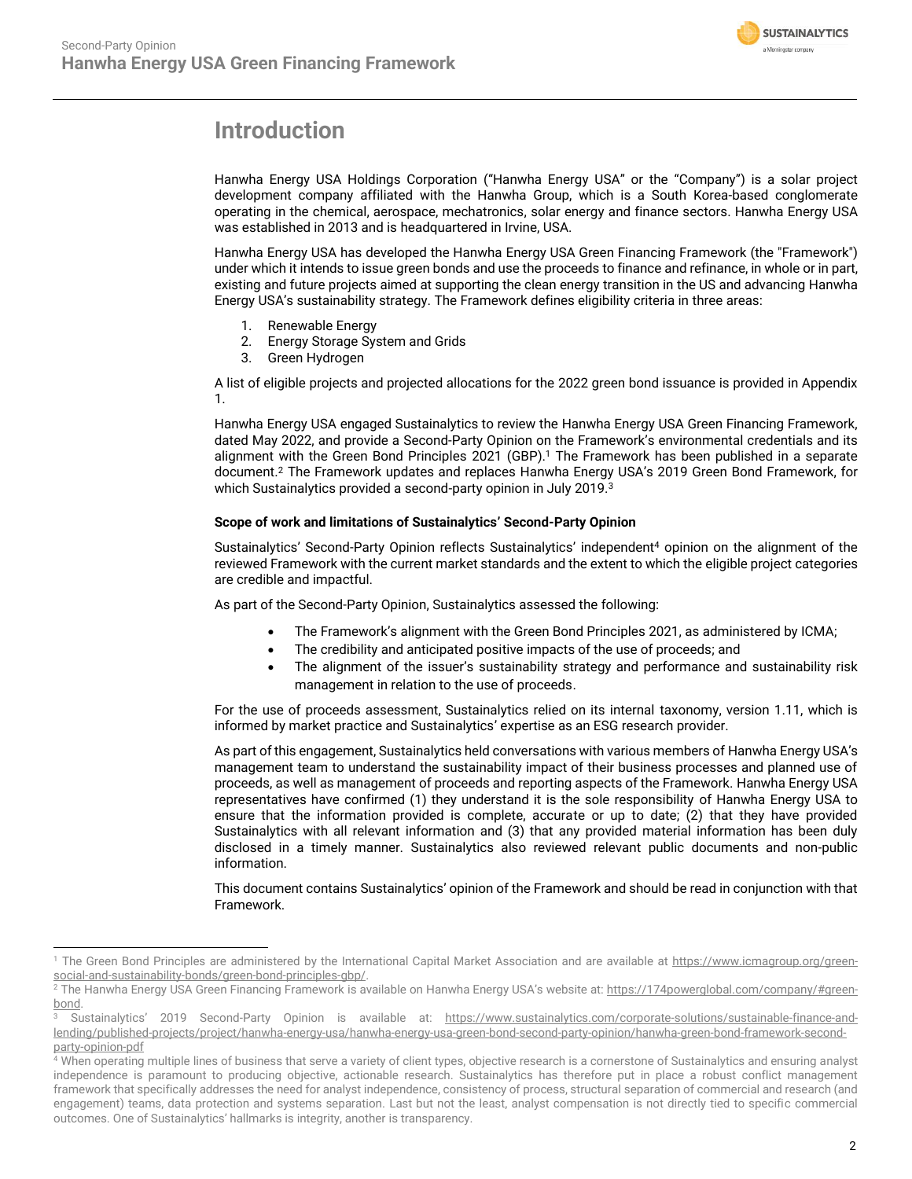# Introduction

Hanwha Energy USA Holdings Corporation ("Hanwha Energy USA" or the "Company") is a solar project development company affiliated with the Hanwha Group, which is a South Korea-based conglomerate operating in the chemical, aerospace, mechatronics, solar energy and finance sectors. Hanwha Energy USA was established in 2013 and is headquartered in Irvine, USA.

Hanwha Energy USA has developed the Hanwha Energy USA Green Financing Framework (the "Framework") under which it intends to issue green bonds and use the proceeds to finance and refinance, in whole or in part, existing and future projects aimed at supporting the clean energy transition in the US and advancing Hanwha Energy USA's sustainability strategy. The Framework defines eligibility criteria in three areas:

1. Renewable Energy
2. Energy Storage System and Grids
3. Green Hydrogen

A list of eligible projects and projected allocations for the 2022 green bond issuance is provided in Appendix 1.

Hanwha Energy USA engaged Sustainalytics to review the Hanwha Energy USA Green Financing Framework, dated May 2022, and provide a Second-Party Opinion on the Framework's environmental credentials and its alignment with the Green Bond Principles 2021 (GBP).[1] The Framework has been published in a separate document.[2] The Framework updates and replaces Hanwha Energy USA's 2019 Green Bond Framework, for which Sustainalytics provided a second-party opinion in July 2019.[3]

**Scope of work and limitations of Sustainalytics' Second-Party Opinion**

Sustainalytics' Second-Party Opinion reflects Sustainalytics' independent[4] opinion on the alignment of the reviewed Framework with the current market standards and the extent to which the eligible project categories are credible and impactful.

As part of the Second-Party Opinion, Sustainalytics assessed the following:

- The Framework's alignment with the Green Bond Principles 2021, as administered by ICMA;
- The credibility and anticipated positive impacts of the use of proceeds; and
- The alignment of the issuer's sustainability strategy and performance and sustainability risk management in relation to the use of proceeds.

For the use of proceeds assessment, Sustainalytics relied on its internal taxonomy, version 1.11, which is informed by market practice and Sustainalytics' expertise as an ESG research provider.

As part of this engagement, Sustainalytics held conversations with various members of Hanwha Energy USA's management team to understand the sustainability impact of their business processes and planned use of proceeds, as well as management of proceeds and reporting aspects of the Framework. Hanwha Energy USA representatives have confirmed (1) they understand it is the sole responsibility of Hanwha Energy USA to ensure that the information provided is complete, accurate or up to date; (2) that they have provided Sustainalytics with all relevant information and (3) that any provided material information has been duly disclosed in a timely manner. Sustainalytics also reviewed relevant public documents and non-public information.

This document contains Sustainalytics' opinion of the Framework and should be read in conjunction with that Framework.

---

[1] The Green Bond Principles are administered by the International Capital Market Association and are available at https://www.icmagroup.org/green-social-and-sustainability-bonds/green-bond-principles-gbp/.

[2] The Hanwha Energy USA Green Financing Framework is available on Hanwha Energy USA's website at: https://174powerglobal.com/company/#green-bond.

[3] Sustainalytics' 2019 Second-Party Opinion is available at: https://www.sustainalytics.com/corporate-solutions/sustainable-finance-and-lending/published-projects/project/hanwha-energy-usa/hanwha-energy-usa-green-bond-second-party-opinion/hanwha-green-bond-framework-second-party-opinion-pdf

[4] When operating multiple lines of business that serve a variety of client types, objective research is a cornerstone of Sustainalytics and ensuring analyst independence is paramount to producing objective, actionable research. Sustainalytics has therefore put in place a robust conflict management framework that specifically addresses the need for analyst independence, consistency of process, structural separation of commercial and research (and engagement) teams, data protection and systems separation. Last but not the least, analyst compensation is not directly tied to specific commercial outcomes. One of Sustainalytics' hallmarks is integrity, another is transparency.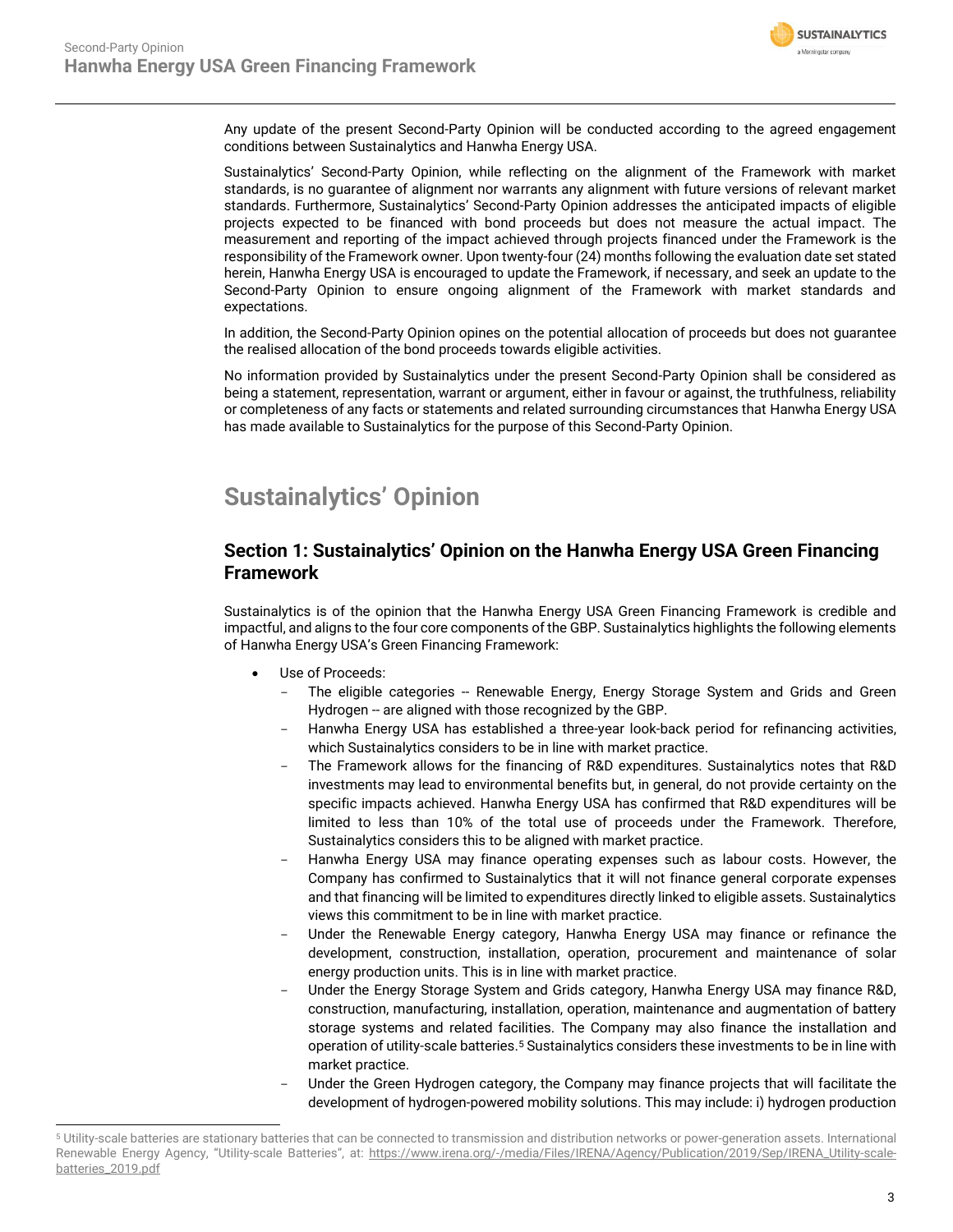Any update of the present Second-Party Opinion will be conducted according to the agreed engagement conditions between Sustainalytics and Hanwha Energy USA.

Sustainalytics' Second-Party Opinion, while reflecting on the alignment of the Framework with market standards, is no guarantee of alignment nor warrants any alignment with future versions of relevant market standards. Furthermore, Sustainalytics' Second-Party Opinion addresses the anticipated impacts of eligible projects expected to be financed with bond proceeds but does not measure the actual impact. The measurement and reporting of the impact achieved through projects financed under the Framework is the responsibility of the Framework owner. Upon twenty-four (24) months following the evaluation date set stated herein, Hanwha Energy USA is encouraged to update the Framework, if necessary, and seek an update to the Second-Party Opinion to ensure ongoing alignment of the Framework with market standards and expectations.

In addition, the Second-Party Opinion opines on the potential allocation of proceeds but does not guarantee the realised allocation of the bond proceeds towards eligible activities.

No information provided by Sustainalytics under the present Second-Party Opinion shall be considered as being a statement, representation, warrant or argument, either in favour or against, the truthfulness, reliability or completeness of any facts or statements and related surrounding circumstances that Hanwha Energy USA has made available to Sustainalytics for the purpose of this Second-Party Opinion.

# Sustainalytics' Opinion

## Section 1: Sustainalytics' Opinion on the Hanwha Energy USA Green Financing Framework

Sustainalytics is of the opinion that the Hanwha Energy USA Green Financing Framework is credible and impactful, and aligns to the four core components of the GBP. Sustainalytics highlights the following elements of Hanwha Energy USA's Green Financing Framework:

- Use of Proceeds:
  - The eligible categories -- Renewable Energy, Energy Storage System and Grids and Green Hydrogen -- are aligned with those recognized by the GBP.
  - Hanwha Energy USA has established a three-year look-back period for refinancing activities, which Sustainalytics considers to be in line with market practice.
  - The Framework allows for the financing of R&D expenditures. Sustainalytics notes that R&D investments may lead to environmental benefits but, in general, do not provide certainty on the specific impacts achieved. Hanwha Energy USA has confirmed that R&D expenditures will be limited to less than 10% of the total use of proceeds under the Framework. Therefore, Sustainalytics considers this to be aligned with market practice.
  - Hanwha Energy USA may finance operating expenses such as labour costs. However, the Company has confirmed to Sustainalytics that it will not finance general corporate expenses and that financing will be limited to expenditures directly linked to eligible assets. Sustainalytics views this commitment to be in line with market practice.
  - Under the Renewable Energy category, Hanwha Energy USA may finance or refinance the development, construction, installation, operation, procurement and maintenance of solar energy production units. This is in line with market practice.
  - Under the Energy Storage System and Grids category, Hanwha Energy USA may finance R&D, construction, manufacturing, installation, operation, maintenance and augmentation of battery storage systems and related facilities. The Company may also finance the installation and operation of utility-scale batteries.[5] Sustainalytics considers these investments to be in line with market practice.
  - Under the Green Hydrogen category, the Company may finance projects that will facilitate the development of hydrogen-powered mobility solutions. This may include: i) hydrogen production

---

[5] Utility-scale batteries are stationary batteries that can be connected to transmission and distribution networks or power-generation assets. International Renewable Energy Agency, "Utility-scale Batteries", at: https://www.irena.org/-/media/Files/IRENA/Agency/Publication/2019/Sep/IRENA_Utility-scale-batteries_2019.pdf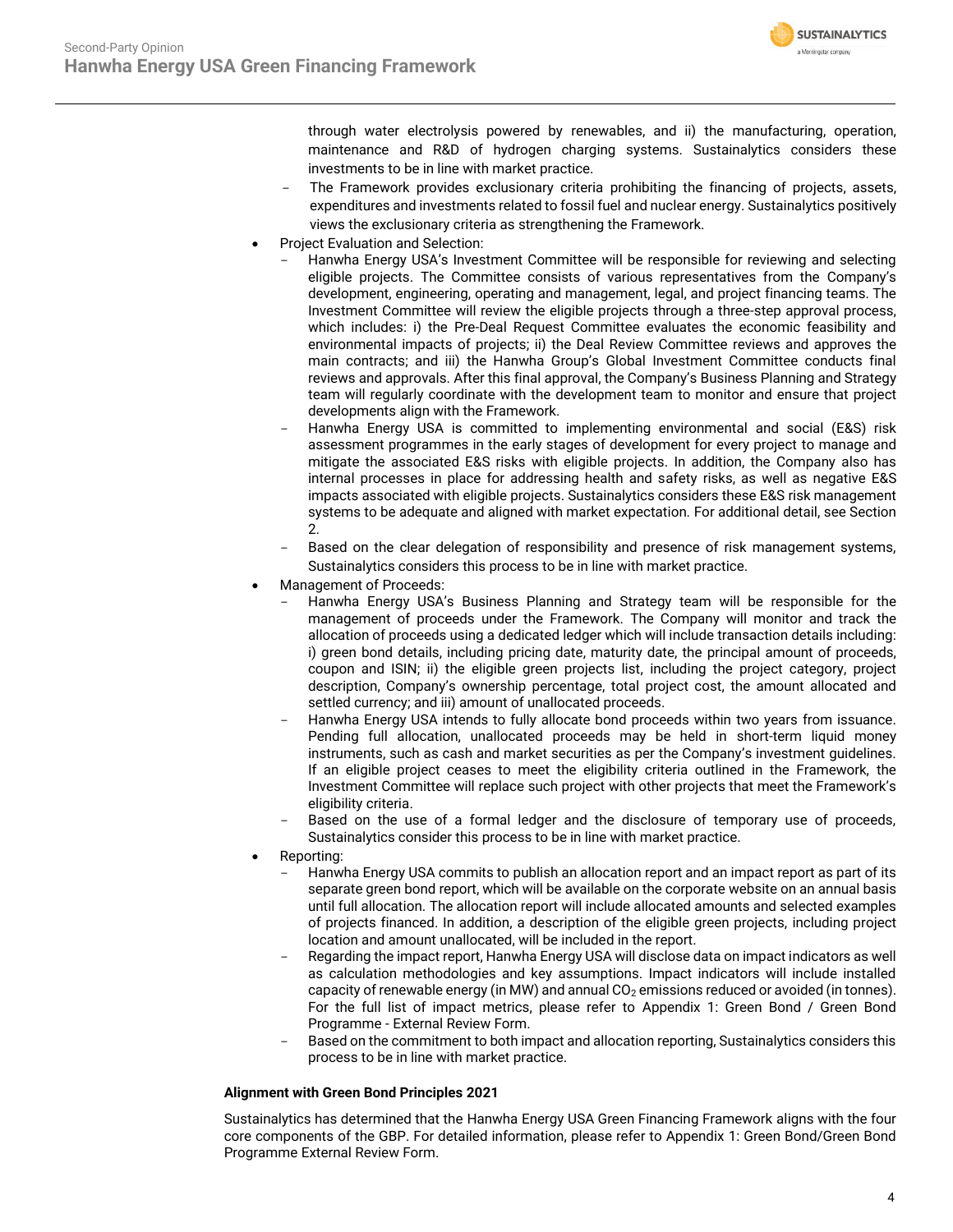through water electrolysis powered by renewables, and ii) the manufacturing, operation, maintenance and R&D of hydrogen charging systems. Sustainalytics considers these investments to be in line with market practice.

  - The Framework provides exclusionary criteria prohibiting the financing of projects, assets, expenditures and investments related to fossil fuel and nuclear energy. Sustainalytics positively views the exclusionary criteria as strengthening the Framework.

- Project Evaluation and Selection:
  - Hanwha Energy USA's Investment Committee will be responsible for reviewing and selecting eligible projects. The Committee consists of various representatives from the Company's development, engineering, operating and management, legal, and project financing teams. The Investment Committee will review the eligible projects through a three-step approval process, which includes: i) the Pre-Deal Request Committee evaluates the economic feasibility and environmental impacts of projects; ii) the Deal Review Committee reviews and approves the main contracts; and iii) the Hanwha Group's Global Investment Committee conducts final reviews and approvals. After this final approval, the Company's Business Planning and Strategy team will regularly coordinate with the development team to monitor and ensure that project developments align with the Framework.
  - Hanwha Energy USA is committed to implementing environmental and social (E&S) risk assessment programmes in the early stages of development for every project to manage and mitigate the associated E&S risks with eligible projects. In addition, the Company also has internal processes in place for addressing health and safety risks, as well as negative E&S impacts associated with eligible projects. Sustainalytics considers these E&S risk management systems to be adequate and aligned with market expectation. For additional detail, see Section 2.
  - Based on the clear delegation of responsibility and presence of risk management systems, Sustainalytics considers this process to be in line with market practice.

- Management of Proceeds:
  - Hanwha Energy USA's Business Planning and Strategy team will be responsible for the management of proceeds under the Framework. The Company will monitor and track the allocation of proceeds using a dedicated ledger which will include transaction details including: i) green bond details, including pricing date, maturity date, the principal amount of proceeds, coupon and ISIN; ii) the eligible green projects list, including the project category, project description, Company's ownership percentage, total project cost, the amount allocated and settled currency; and iii) amount of unallocated proceeds.
  - Hanwha Energy USA intends to fully allocate bond proceeds within two years from issuance. Pending full allocation, unallocated proceeds may be held in short-term liquid money instruments, such as cash and market securities as per the Company's investment guidelines. If an eligible project ceases to meet the eligibility criteria outlined in the Framework, the Investment Committee will replace such project with other projects that meet the Framework's eligibility criteria.
  - Based on the use of a formal ledger and the disclosure of temporary use of proceeds, Sustainalytics consider this process to be in line with market practice.

- Reporting:
  - Hanwha Energy USA commits to publish an allocation report and an impact report as part of its separate green bond report, which will be available on the corporate website on an annual basis until full allocation. The allocation report will include allocated amounts and selected examples of projects financed. In addition, a description of the eligible green projects, including project location and amount unallocated, will be included in the report.
  - Regarding the impact report, Hanwha Energy USA will disclose data on impact indicators as well as calculation methodologies and key assumptions. Impact indicators will include installed capacity of renewable energy (in MW) and annual $CO_2$ emissions reduced or avoided (in tonnes). For the full list of impact metrics, please refer to Appendix 1: Green Bond / Green Bond Programme - External Review Form.
  - Based on the commitment to both impact and allocation reporting, Sustainalytics considers this process to be in line with market practice.

**Alignment with Green Bond Principles 2021**

Sustainalytics has determined that the Hanwha Energy USA Green Financing Framework aligns with the four core components of the GBP. For detailed information, please refer to Appendix 1: Green Bond/Green Bond Programme External Review Form.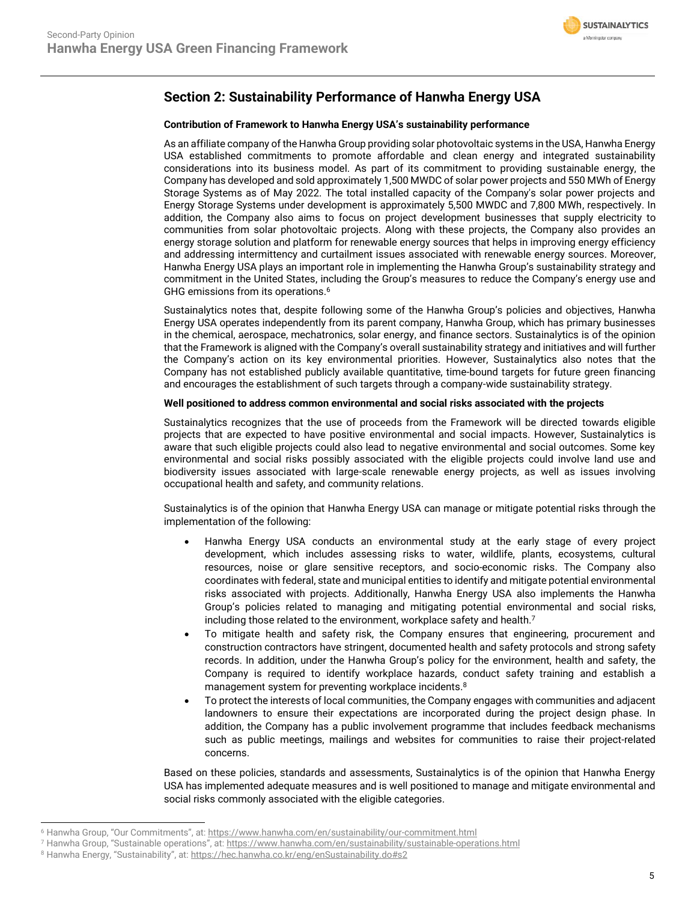## Section 2: Sustainability Performance of Hanwha Energy USA

**Contribution of Framework to Hanwha Energy USA's sustainability performance**

As an affiliate company of the Hanwha Group providing solar photovoltaic systems in the USA, Hanwha Energy USA established commitments to promote affordable and clean energy and integrated sustainability considerations into its business model. As part of its commitment to providing sustainable energy, the Company has developed and sold approximately 1,500 MWDC of solar power projects and 550 MWh of Energy Storage Systems as of May 2022. The total installed capacity of the Company's solar power projects and Energy Storage Systems under development is approximately 5,500 MWDC and 7,800 MWh, respectively. In addition, the Company also aims to focus on project development businesses that supply electricity to communities from solar photovoltaic projects. Along with these projects, the Company also provides an energy storage solution and platform for renewable energy sources that helps in improving energy efficiency and addressing intermittency and curtailment issues associated with renewable energy sources. Moreover, Hanwha Energy USA plays an important role in implementing the Hanwha Group's sustainability strategy and commitment in the United States, including the Group's measures to reduce the Company's energy use and GHG emissions from its operations.[6]

Sustainalytics notes that, despite following some of the Hanwha Group's policies and objectives, Hanwha Energy USA operates independently from its parent company, Hanwha Group, which has primary businesses in the chemical, aerospace, mechatronics, solar energy, and finance sectors. Sustainalytics is of the opinion that the Framework is aligned with the Company's overall sustainability strategy and initiatives and will further the Company's action on its key environmental priorities. However, Sustainalytics also notes that the Company has not established publicly available quantitative, time-bound targets for future green financing and encourages the establishment of such targets through a company-wide sustainability strategy.

**Well positioned to address common environmental and social risks associated with the projects**

Sustainalytics recognizes that the use of proceeds from the Framework will be directed towards eligible projects that are expected to have positive environmental and social impacts. However, Sustainalytics is aware that such eligible projects could also lead to negative environmental and social outcomes. Some key environmental and social risks possibly associated with the eligible projects could involve land use and biodiversity issues associated with large-scale renewable energy projects, as well as issues involving occupational health and safety, and community relations.

Sustainalytics is of the opinion that Hanwha Energy USA can manage or mitigate potential risks through the implementation of the following:

- Hanwha Energy USA conducts an environmental study at the early stage of every project development, which includes assessing risks to water, wildlife, plants, ecosystems, cultural resources, noise or glare sensitive receptors, and socio-economic risks. The Company also coordinates with federal, state and municipal entities to identify and mitigate potential environmental risks associated with projects. Additionally, Hanwha Energy USA also implements the Hanwha Group's policies related to managing and mitigating potential environmental and social risks, including those related to the environment, workplace safety and health.[7]
- To mitigate health and safety risk, the Company ensures that engineering, procurement and construction contractors have stringent, documented health and safety protocols and strong safety records. In addition, under the Hanwha Group's policy for the environment, health and safety, the Company is required to identify workplace hazards, conduct safety training and establish a management system for preventing workplace incidents.[8]
- To protect the interests of local communities, the Company engages with communities and adjacent landowners to ensure their expectations are incorporated during the project design phase. In addition, the Company has a public involvement programme that includes feedback mechanisms such as public meetings, mailings and websites for communities to raise their project-related concerns.

Based on these policies, standards and assessments, Sustainalytics is of the opinion that Hanwha Energy USA has implemented adequate measures and is well positioned to manage and mitigate environmental and social risks commonly associated with the eligible categories.

---

[6] Hanwha Group, "Our Commitments", at: https://www.hanwha.com/en/sustainability/our-commitment.html
[7] Hanwha Group, "Sustainable operations", at: https://www.hanwha.com/en/sustainability/sustainable-operations.html
[8] Hanwha Energy, "Sustainability", at: https://hec.hanwha.co.kr/eng/enSustainability.do#s2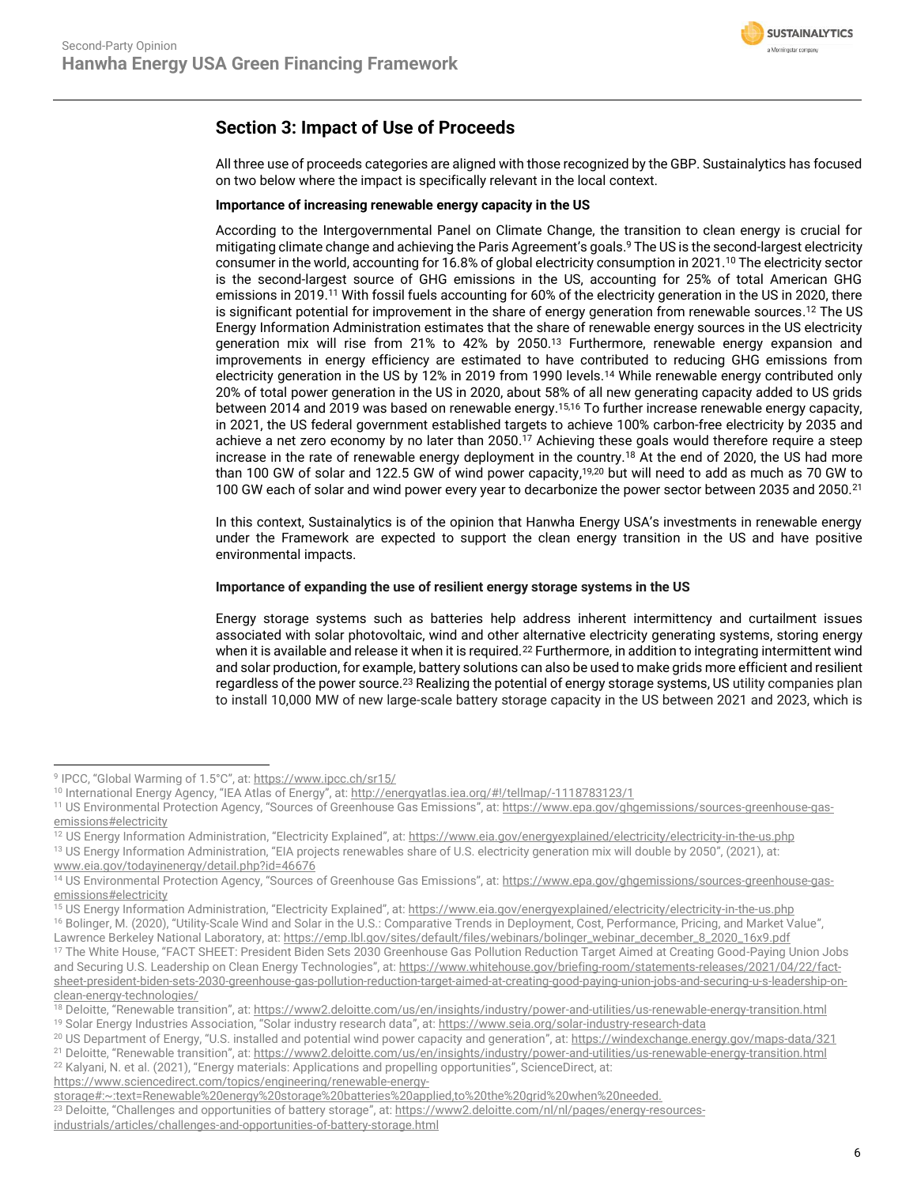## Section 3: Impact of Use of Proceeds

All three use of proceeds categories are aligned with those recognized by the GBP. Sustainalytics has focused on two below where the impact is specifically relevant in the local context.

**Importance of increasing renewable energy capacity in the US**

According to the Intergovernmental Panel on Climate Change, the transition to clean energy is crucial for mitigating climate change and achieving the Paris Agreement's goals.[9] The US is the second-largest electricity consumer in the world, accounting for 16.8% of global electricity consumption in 2021.[10] The electricity sector is the second-largest source of GHG emissions in the US, accounting for 25% of total American GHG emissions in 2019.[11] With fossil fuels accounting for 60% of the electricity generation in the US in 2020, there is significant potential for improvement in the share of energy generation from renewable sources.[12] The US Energy Information Administration estimates that the share of renewable energy sources in the US electricity generation mix will rise from 21% to 42% by 2050.[13] Furthermore, renewable energy expansion and improvements in energy efficiency are estimated to have contributed to reducing GHG emissions from electricity generation in the US by 12% in 2019 from 1990 levels.[14] While renewable energy contributed only 20% of total power generation in the US in 2020, about 58% of all new generating capacity added to US grids between 2014 and 2019 was based on renewable energy.[15,16] To further increase renewable energy capacity, in 2021, the US federal government established targets to achieve 100% carbon-free electricity by 2035 and achieve a net zero economy by no later than 2050.[17] Achieving these goals would therefore require a steep increase in the rate of renewable energy deployment in the country.[18] At the end of 2020, the US had more than 100 GW of solar and 122.5 GW of wind power capacity,[19,20] but will need to add as much as 70 GW to 100 GW each of solar and wind power every year to decarbonize the power sector between 2035 and 2050.[21]

In this context, Sustainalytics is of the opinion that Hanwha Energy USA's investments in renewable energy under the Framework are expected to support the clean energy transition in the US and have positive environmental impacts.

**Importance of expanding the use of resilient energy storage systems in the US**

Energy storage systems such as batteries help address inherent intermittency and curtailment issues associated with solar photovoltaic, wind and other alternative electricity generating systems, storing energy when it is available and release it when it is required.[22] Furthermore, in addition to integrating intermittent wind and solar production, for example, battery solutions can also be used to make grids more efficient and resilient regardless of the power source.[23] Realizing the potential of energy storage systems, US utility companies plan to install 10,000 MW of new large-scale battery storage capacity in the US between 2021 and 2023, which is

---

[9] IPCC, "Global Warming of 1.5°C", at: https://www.ipcc.ch/sr15/

[10] International Energy Agency, "IEA Atlas of Energy", at: http://energyatlas.iea.org/#!/tellmap/-1118783123/1

[11] US Environmental Protection Agency, "Sources of Greenhouse Gas Emissions", at: https://www.epa.gov/ghgemissions/sources-greenhouse-gas-emissions#electricity

[12] US Energy Information Administration, "Electricity Explained", at: https://www.eia.gov/energyexplained/electricity/electricity-in-the-us.php

[13] US Energy Information Administration, "EIA projects renewables share of U.S. electricity generation mix will double by 2050", (2021), at: www.eia.gov/todayinenergy/detail.php?id=46676

[14] US Environmental Protection Agency, "Sources of Greenhouse Gas Emissions", at: https://www.epa.gov/ghgemissions/sources-greenhouse-gas-emissions#electricity

[15] US Energy Information Administration, "Electricity Explained", at: https://www.eia.gov/energyexplained/electricity/electricity-in-the-us.php

[16] Bolinger, M. (2020), "Utility-Scale Wind and Solar in the U.S.: Comparative Trends in Deployment, Cost, Performance, Pricing, and Market Value", Lawrence Berkeley National Laboratory, at: https://emp.lbl.gov/sites/default/files/webinars/bolinger_webinar_december_8_2020_16x9.pdf

[17] The White House, "FACT SHEET: President Biden Sets 2030 Greenhouse Gas Pollution Reduction Target Aimed at Creating Good-Paying Union Jobs and Securing U.S. Leadership on Clean Energy Technologies", at: https://www.whitehouse.gov/briefing-room/statements-releases/2021/04/22/fact-sheet-president-biden-sets-2030-greenhouse-gas-pollution-reduction-target-aimed-at-creating-good-paying-union-jobs-and-securing-u-s-leadership-on-clean-energy-technologies/

[18] Deloitte, "Renewable transition", at: https://www2.deloitte.com/us/en/insights/industry/power-and-utilities/us-renewable-energy-transition.html

[19] Solar Energy Industries Association, "Solar industry research data", at: https://www.seia.org/solar-industry-research-data

[20] US Department of Energy, "U.S. installed and potential wind power capacity and generation", at: https://windexchange.energy.gov/maps-data/321

[21] Deloitte, "Renewable transition", at: https://www2.deloitte.com/us/en/insights/industry/power-and-utilities/us-renewable-energy-transition.html

[22] Kalyani, N. et al. (2021), "Energy materials: Applications and propelling opportunities", ScienceDirect, at: https://www.sciencedirect.com/topics/engineering/renewable-energy-storage#:~:text=Renewable%20energy%20storage%20batteries%20applied,to%20the%20grid%20when%20needed.

[23] Deloitte, "Challenges and opportunities of battery storage", at: https://www2.deloitte.com/nl/nl/pages/energy-resources-industrials/articles/challenges-and-opportunities-of-battery-storage.html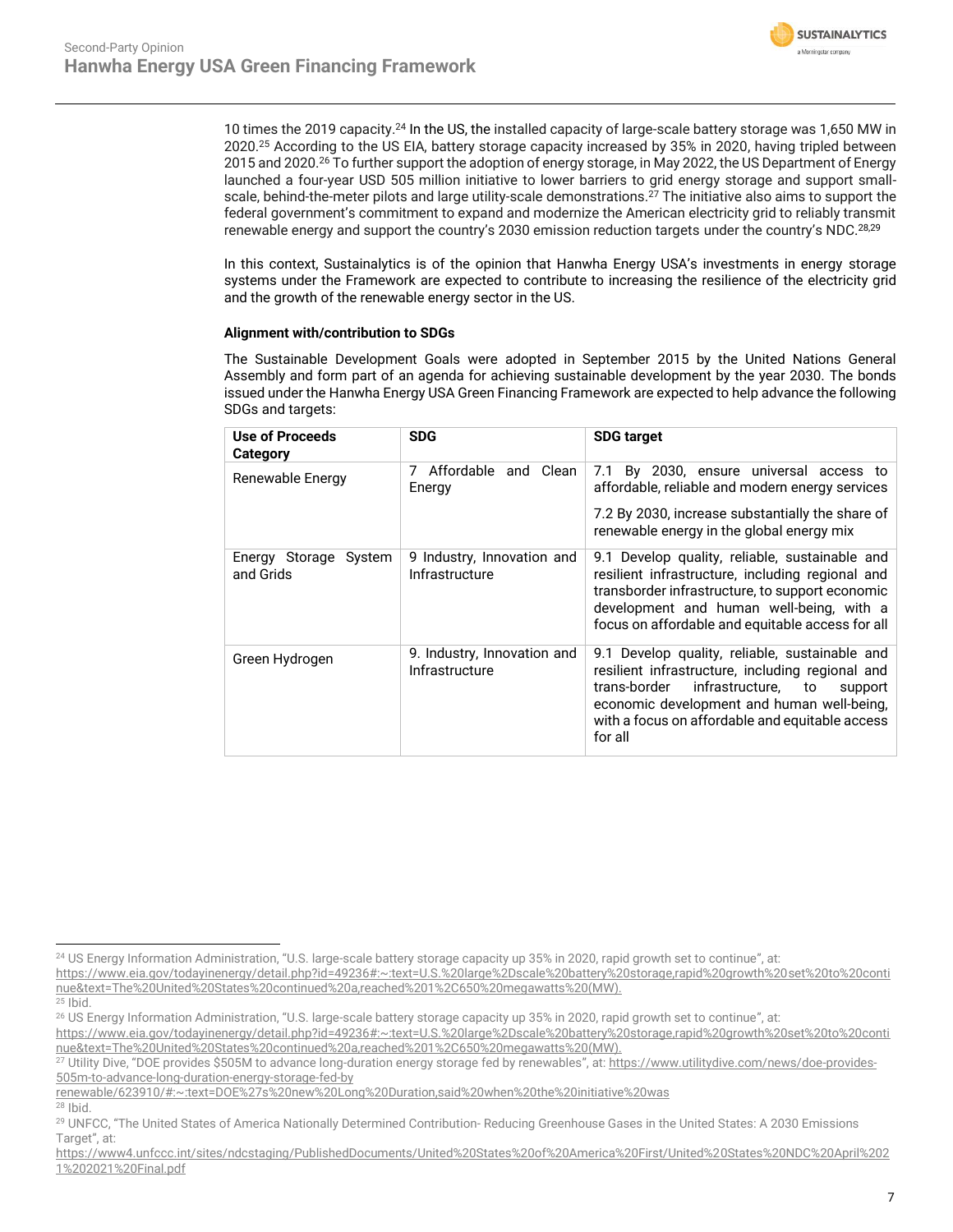10 times the 2019 capacity.[24] In the US, the installed capacity of large-scale battery storage was 1,650 MW in 2020.[25] According to the US EIA, battery storage capacity increased by 35% in 2020, having tripled between 2015 and 2020.[26] To further support the adoption of energy storage, in May 2022, the US Department of Energy launched a four-year USD 505 million initiative to lower barriers to grid energy storage and support small-scale, behind-the-meter pilots and large utility-scale demonstrations.[27] The initiative also aims to support the federal government's commitment to expand and modernize the American electricity grid to reliably transmit renewable energy and support the country's 2030 emission reduction targets under the country's NDC.[28,29]

In this context, Sustainalytics is of the opinion that Hanwha Energy USA's investments in energy storage systems under the Framework are expected to contribute to increasing the resilience of the electricity grid and the growth of the renewable energy sector in the US.

**Alignment with/contribution to SDGs**

The Sustainable Development Goals were adopted in September 2015 by the United Nations General Assembly and form part of an agenda for achieving sustainable development by the year 2030. The bonds issued under the Hanwha Energy USA Green Financing Framework are expected to help advance the following SDGs and targets:

| Use of Proceeds Category | SDG | SDG target |
|---|---|---|
| Renewable Energy | 7 Affordable and Clean Energy | 7.1 By 2030, ensure universal access to affordable, reliable and modern energy services<br><br>7.2 By 2030, increase substantially the share of renewable energy in the global energy mix |
| Energy Storage System and Grids | 9 Industry, Innovation and Infrastructure | 9.1 Develop quality, reliable, sustainable and resilient infrastructure, including regional and transborder infrastructure, to support economic development and human well-being, with a focus on affordable and equitable access for all |
| Green Hydrogen | 9. Industry, Innovation and Infrastructure | 9.1 Develop quality, reliable, sustainable and resilient infrastructure, including regional and trans-border infrastructure, to support economic development and human well-being, with a focus on affordable and equitable access for all |

---

[24] US Energy Information Administration, "U.S. large-scale battery storage capacity up 35% in 2020, rapid growth set to continue", at: https://www.eia.gov/todayinenergy/detail.php?id=49236#:~:text=U.S.%20large%2Dscale%20battery%20storage,rapid%20growth%20set%20to%20continue&text=The%20United%20States%20continued%20a,reached%201%2C650%20megawatts%20(MW).

[25] Ibid.

[26] US Energy Information Administration, "U.S. large-scale battery storage capacity up 35% in 2020, rapid growth set to continue", at: https://www.eia.gov/todayinenergy/detail.php?id=49236#:~:text=U.S.%20large%2Dscale%20battery%20storage,rapid%20growth%20set%20to%20continue&text=The%20United%20States%20continued%20a,reached%201%2C650%20megawatts%20(MW).

[27] Utility Dive, "DOE provides $505M to advance long-duration energy storage fed by renewables", at: https://www.utilitydive.com/news/doe-provides-505m-to-advance-long-duration-energy-storage-fed-by-renewable/623910/#:~:text=DOE%27s%20new%20Long%20Duration,said%20when%20the%20initiative%20was

[28] Ibid.

[29] UNFCC, "The United States of America Nationally Determined Contribution- Reducing Greenhouse Gases in the United States: A 2030 Emissions Target", at: https://www4.unfccc.int/sites/ndcstaging/PublishedDocuments/United%20States%20of%20America%20First/United%20States%20NDC%20April%2021%202021%20Final.pdf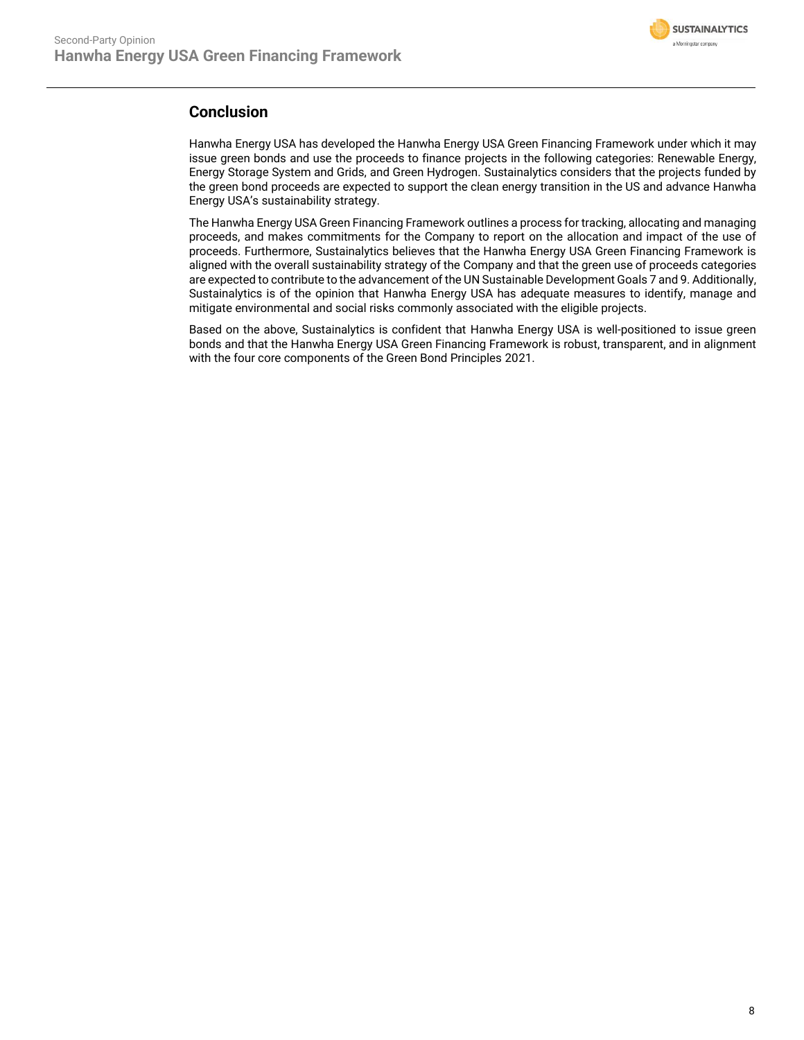## Conclusion

Hanwha Energy USA has developed the Hanwha Energy USA Green Financing Framework under which it may issue green bonds and use the proceeds to finance projects in the following categories: Renewable Energy, Energy Storage System and Grids, and Green Hydrogen. Sustainalytics considers that the projects funded by the green bond proceeds are expected to support the clean energy transition in the US and advance Hanwha Energy USA's sustainability strategy.

The Hanwha Energy USA Green Financing Framework outlines a process for tracking, allocating and managing proceeds, and makes commitments for the Company to report on the allocation and impact of the use of proceeds. Furthermore, Sustainalytics believes that the Hanwha Energy USA Green Financing Framework is aligned with the overall sustainability strategy of the Company and that the green use of proceeds categories are expected to contribute to the advancement of the UN Sustainable Development Goals 7 and 9. Additionally, Sustainalytics is of the opinion that Hanwha Energy USA has adequate measures to identify, manage and mitigate environmental and social risks commonly associated with the eligible projects.

Based on the above, Sustainalytics is confident that Hanwha Energy USA is well-positioned to issue green bonds and that the Hanwha Energy USA Green Financing Framework is robust, transparent, and in alignment with the four core components of the Green Bond Principles 2021.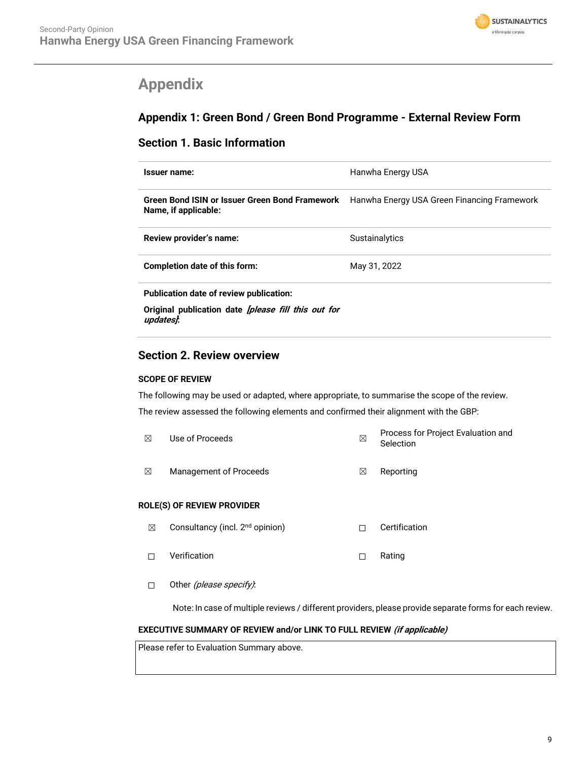# Appendix

## Appendix 1: Green Bond / Green Bond Programme - External Review Form

### Section 1. Basic Information

| | |
|---|---|
| **Issuer name:** | Hanwha Energy USA |
| **Green Bond ISIN or Issuer Green Bond Framework Name, if applicable:** | Hanwha Energy USA Green Financing Framework |
| **Review provider's name:** | Sustainalytics |
| **Completion date of this form:** | May 31, 2022 |
| **Publication date of review publication:** **Original publication date** ***[please fill this out for updates]*****:** | |

### Section 2. Review overview

**SCOPE OF REVIEW**

The following may be used or adapted, where appropriate, to summarise the scope of the review.

The review assessed the following elements and confirmed their alignment with the GBP:

| | | | |
|---|---|---|---|
| ☒ | Use of Proceeds | ☒ | Process for Project Evaluation and Selection |
| ☒ | Management of Proceeds | ☒ | Reporting |

**ROLE(S) OF REVIEW PROVIDER**

| | | | |
|---|---|---|---|
| ☒ | Consultancy (incl. 2nd opinion) | ☐ | Certification |
| ☐ | Verification | ☐ | Rating |
| ☐ | Other *(please specify)*: | | |

Note: In case of multiple reviews / different providers, please provide separate forms for each review.

**EXECUTIVE SUMMARY OF REVIEW and/or LINK TO FULL REVIEW** ***(if applicable)***

| |
|---|
| Please refer to Evaluation Summary above. |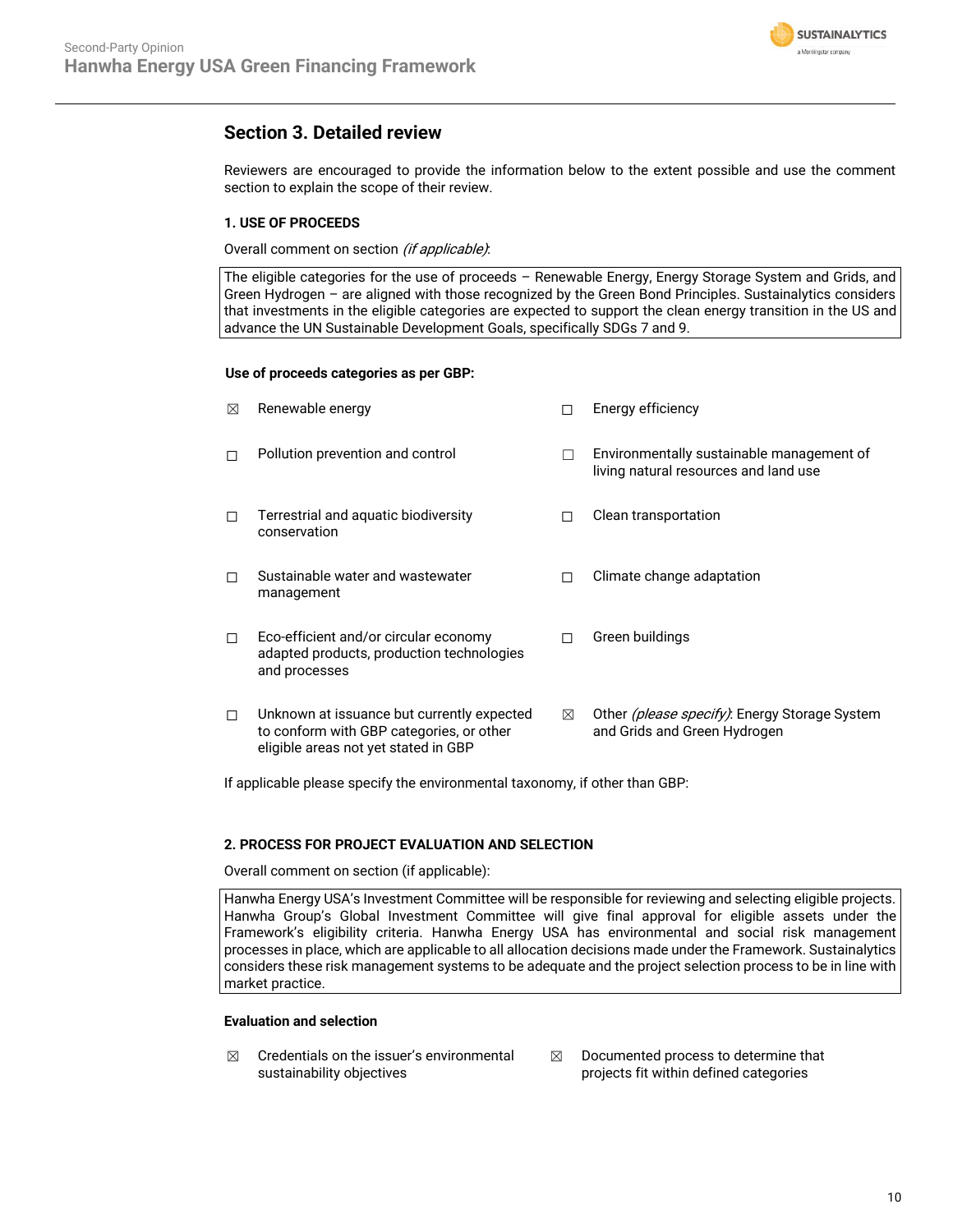## Section 3. Detailed review

Reviewers are encouraged to provide the information below to the extent possible and use the comment section to explain the scope of their review.

### 1. USE OF PROCEEDS

Overall comment on section *(if applicable)*:

| The eligible categories for the use of proceeds – Renewable Energy, Energy Storage System and Grids, and Green Hydrogen – are aligned with those recognized by the Green Bond Principles. Sustainalytics considers that investments in the eligible categories are expected to support the clean energy transition in the US and advance the UN Sustainable Development Goals, specifically SDGs 7 and 9. |
|---|

**Use of proceeds categories as per GBP:**

- ☒ Renewable energy
- ☐ Energy efficiency
- ☐ Pollution prevention and control
- ☐ Environmentally sustainable management of living natural resources and land use
- ☐ Terrestrial and aquatic biodiversity conservation
- ☐ Clean transportation
- ☐ Sustainable water and wastewater management
- ☐ Climate change adaptation
- ☐ Eco-efficient and/or circular economy adapted products, production technologies and processes
- ☐ Green buildings
- ☐ Unknown at issuance but currently expected to conform with GBP categories, or other eligible areas not yet stated in GBP
- ☒ Other *(please specify)*: Energy Storage System and Grids and Green Hydrogen

If applicable please specify the environmental taxonomy, if other than GBP:

### 2. PROCESS FOR PROJECT EVALUATION AND SELECTION

Overall comment on section (if applicable):

| Hanwha Energy USA's Investment Committee will be responsible for reviewing and selecting eligible projects. Hanwha Group's Global Investment Committee will give final approval for eligible assets under the Framework's eligibility criteria. Hanwha Energy USA has environmental and social risk management processes in place, which are applicable to all allocation decisions made under the Framework. Sustainalytics considers these risk management systems to be adequate and the project selection process to be in line with market practice. |
|---|

**Evaluation and selection**

- ☒ Credentials on the issuer's environmental sustainability objectives
- ☒ Documented process to determine that projects fit within defined categories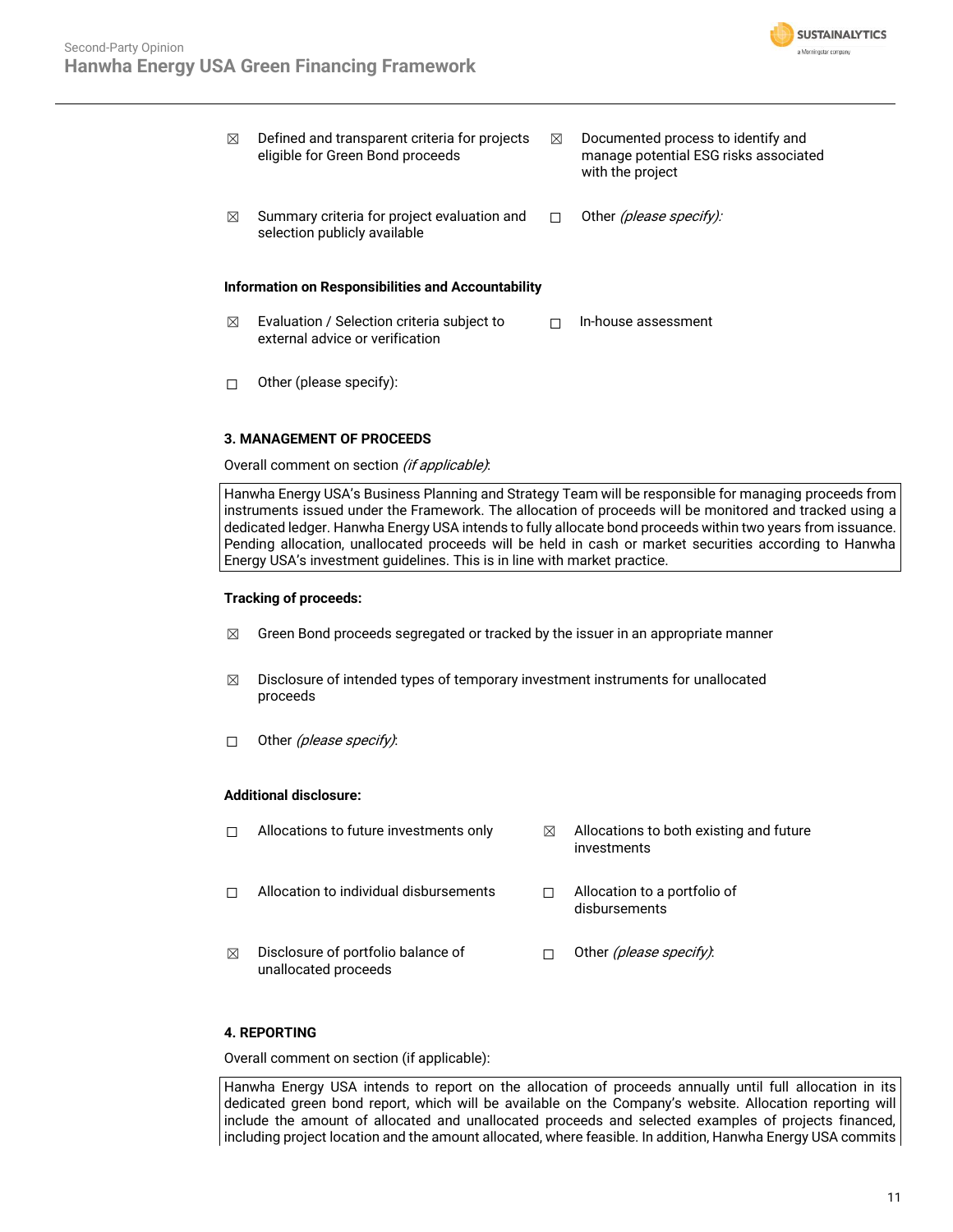☒ Defined and transparent criteria for projects eligible for Green Bond proceeds

☒ Documented process to identify and manage potential ESG risks associated with the project

☒ Summary criteria for project evaluation and selection publicly available

☐ Other *(please specify)*:

**Information on Responsibilities and Accountability**

☒ Evaluation / Selection criteria subject to external advice or verification

☐ In-house assessment

☐ Other (please specify):

**3. MANAGEMENT OF PROCEEDS**

Overall comment on section *(if applicable)*:

| Hanwha Energy USA's Business Planning and Strategy Team will be responsible for managing proceeds from instruments issued under the Framework. The allocation of proceeds will be monitored and tracked using a dedicated ledger. Hanwha Energy USA intends to fully allocate bond proceeds within two years from issuance. Pending allocation, unallocated proceeds will be held in cash or market securities according to Hanwha Energy USA's investment guidelines. This is in line with market practice. |
|---|

**Tracking of proceeds:**

☒ Green Bond proceeds segregated or tracked by the issuer in an appropriate manner

☒ Disclosure of intended types of temporary investment instruments for unallocated proceeds

☐ Other *(please specify)*:

**Additional disclosure:**

☐ Allocations to future investments only

☒ Allocations to both existing and future investments

☐ Allocation to individual disbursements

☐ Allocation to a portfolio of disbursements

☒ Disclosure of portfolio balance of unallocated proceeds

☐ Other *(please specify)*:

**4. REPORTING**

Overall comment on section (if applicable):

| Hanwha Energy USA intends to report on the allocation of proceeds annually until full allocation in its dedicated green bond report, which will be available on the Company's website. Allocation reporting will include the amount of allocated and unallocated proceeds and selected examples of projects financed, including project location and the amount allocated, where feasible. In addition, Hanwha Energy USA commits |
|---|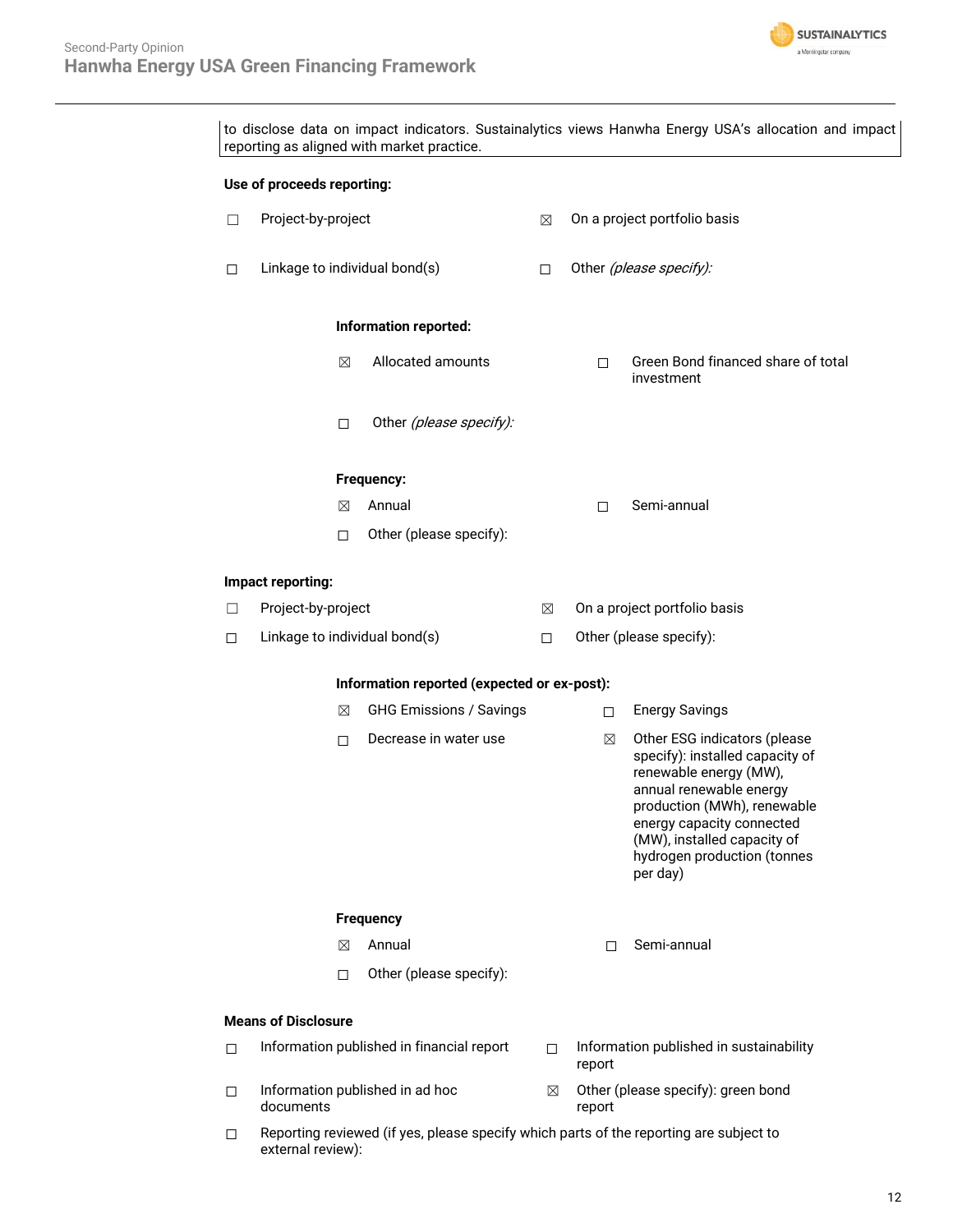to disclose data on impact indicators. Sustainalytics views Hanwha Energy USA's allocation and impact reporting as aligned with market practice.

**Use of proceeds reporting:**

☐ Project-by-project

☒ On a project portfolio basis

☐ Linkage to individual bond(s)

☐ Other *(please specify):*

**Information reported:**

☒ Allocated amounts

☐ Green Bond financed share of total investment

☐ Other *(please specify):*

**Frequency:**

☒ Annual

☐ Semi-annual

☐ Other (please specify):

**Impact reporting:**

☐ Project-by-project

☒ On a project portfolio basis

☐ Linkage to individual bond(s)

☐ Other (please specify):

**Information reported (expected or ex-post):**

☒ GHG Emissions / Savings

☐ Energy Savings

☐ Decrease in water use

☒ Other ESG indicators (please specify): installed capacity of renewable energy (MW), annual renewable energy production (MWh), renewable energy capacity connected (MW), installed capacity of hydrogen production (tonnes per day)

**Frequency**

☒ Annual

☐ Semi-annual

☐ Other (please specify):

**Means of Disclosure**

☐ Information published in financial report

☐ Information published in sustainability report

☐ Information published in ad hoc documents

☒ Other (please specify): green bond report

☐ Reporting reviewed (if yes, please specify which parts of the reporting are subject to external review):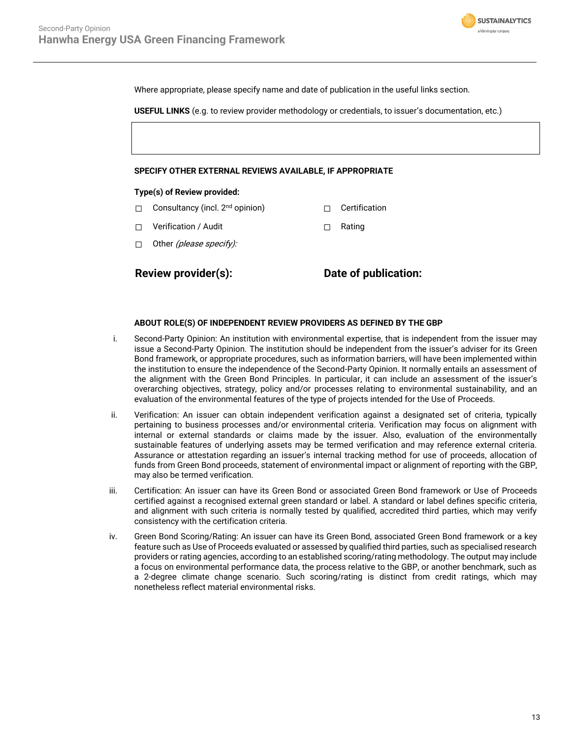Where appropriate, please specify name and date of publication in the useful links section.

**USEFUL LINKS** (e.g. to review provider methodology or credentials, to issuer's documentation, etc.)

| |
|---|
| |

**SPECIFY OTHER EXTERNAL REVIEWS AVAILABLE, IF APPROPRIATE**

**Type(s) of Review provided:**

- ☐ Consultancy (incl. 2nd opinion)
- ☐ Certification
- ☐ Verification / Audit
- ☐ Rating
- ☐ Other *(please specify):*

**Review provider(s):** **Date of publication:**

**ABOUT ROLE(S) OF INDEPENDENT REVIEW PROVIDERS AS DEFINED BY THE GBP**

i. Second-Party Opinion: An institution with environmental expertise, that is independent from the issuer may issue a Second-Party Opinion. The institution should be independent from the issuer's adviser for its Green Bond framework, or appropriate procedures, such as information barriers, will have been implemented within the institution to ensure the independence of the Second-Party Opinion. It normally entails an assessment of the alignment with the Green Bond Principles. In particular, it can include an assessment of the issuer's overarching objectives, strategy, policy and/or processes relating to environmental sustainability, and an evaluation of the environmental features of the type of projects intended for the Use of Proceeds.

ii. Verification: An issuer can obtain independent verification against a designated set of criteria, typically pertaining to business processes and/or environmental criteria. Verification may focus on alignment with internal or external standards or claims made by the issuer. Also, evaluation of the environmentally sustainable features of underlying assets may be termed verification and may reference external criteria. Assurance or attestation regarding an issuer's internal tracking method for use of proceeds, allocation of funds from Green Bond proceeds, statement of environmental impact or alignment of reporting with the GBP, may also be termed verification.

iii. Certification: An issuer can have its Green Bond or associated Green Bond framework or Use of Proceeds certified against a recognised external green standard or label. A standard or label defines specific criteria, and alignment with such criteria is normally tested by qualified, accredited third parties, which may verify consistency with the certification criteria.

iv. Green Bond Scoring/Rating: An issuer can have its Green Bond, associated Green Bond framework or a key feature such as Use of Proceeds evaluated or assessed by qualified third parties, such as specialised research providers or rating agencies, according to an established scoring/rating methodology. The output may include a focus on environmental performance data, the process relative to the GBP, or another benchmark, such as a 2-degree climate change scenario. Such scoring/rating is distinct from credit ratings, which may nonetheless reflect material environmental risks.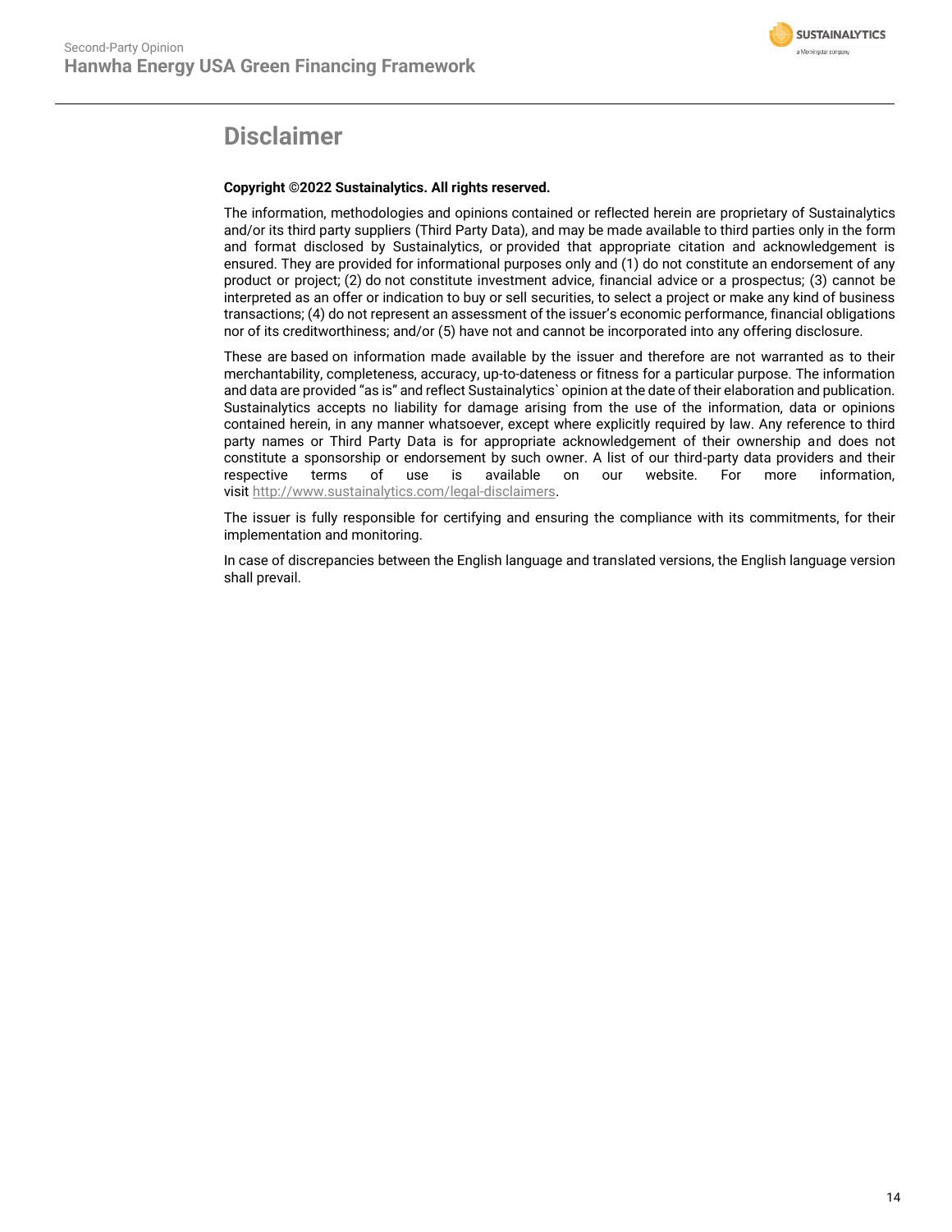# Disclaimer

**Copyright ©2022 Sustainalytics. All rights reserved.**

The information, methodologies and opinions contained or reflected herein are proprietary of Sustainalytics and/or its third party suppliers (Third Party Data), and may be made available to third parties only in the form and format disclosed by Sustainalytics, or provided that appropriate citation and acknowledgement is ensured. They are provided for informational purposes only and (1) do not constitute an endorsement of any product or project; (2) do not constitute investment advice, financial advice or a prospectus; (3) cannot be interpreted as an offer or indication to buy or sell securities, to select a project or make any kind of business transactions; (4) do not represent an assessment of the issuer's economic performance, financial obligations nor of its creditworthiness; and/or (5) have not and cannot be incorporated into any offering disclosure.

These are based on information made available by the issuer and therefore are not warranted as to their merchantability, completeness, accuracy, up-to-dateness or fitness for a particular purpose. The information and data are provided "as is" and reflect Sustainalytics` opinion at the date of their elaboration and publication. Sustainalytics accepts no liability for damage arising from the use of the information, data or opinions contained herein, in any manner whatsoever, except where explicitly required by law. Any reference to third party names or Third Party Data is for appropriate acknowledgement of their ownership and does not constitute a sponsorship or endorsement by such owner. A list of our third-party data providers and their respective terms of use is available on our website. For more information, visit http://www.sustainalytics.com/legal-disclaimers.

The issuer is fully responsible for certifying and ensuring the compliance with its commitments, for their implementation and monitoring.

In case of discrepancies between the English language and translated versions, the English language version shall prevail.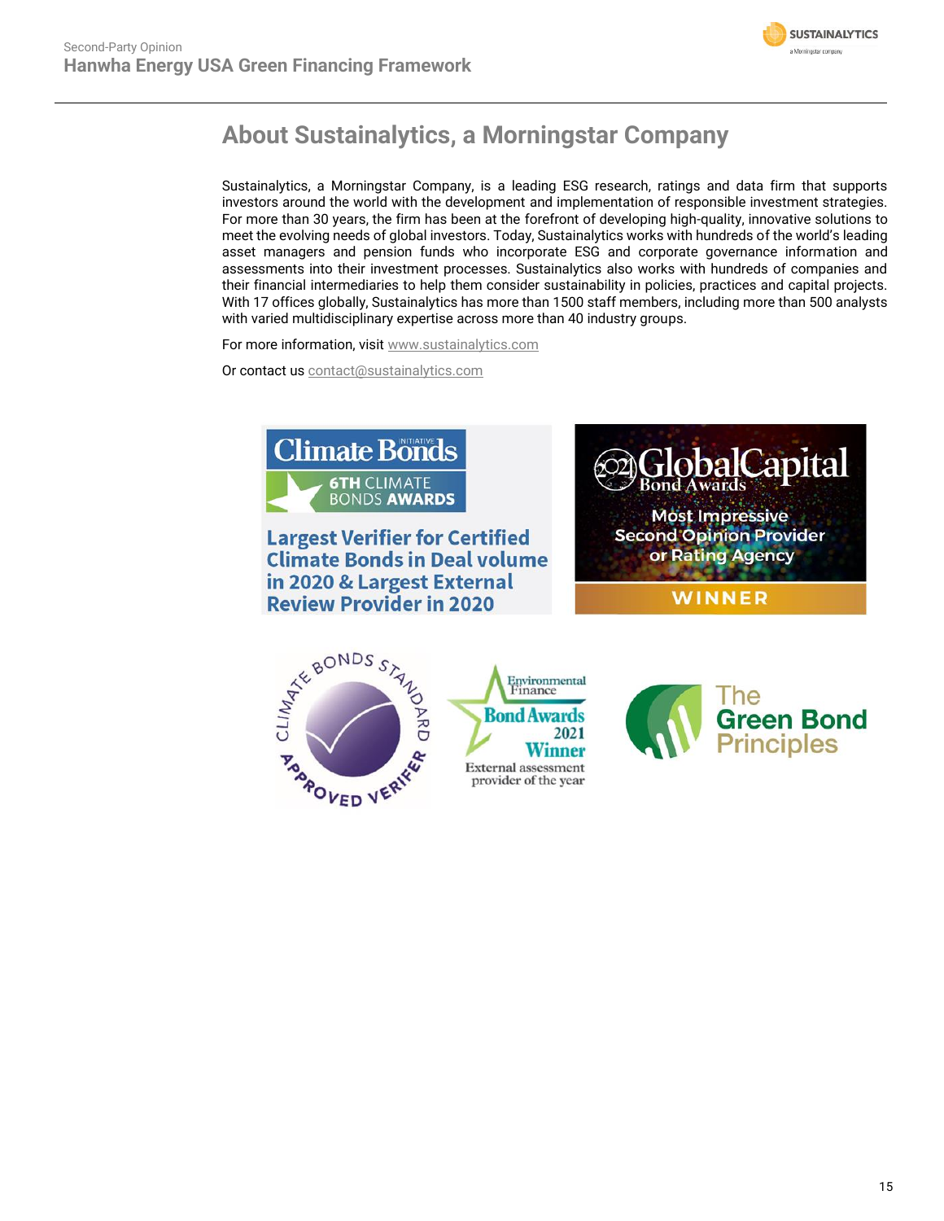# About Sustainalytics, a Morningstar Company

Sustainalytics, a Morningstar Company, is a leading ESG research, ratings and data firm that supports investors around the world with the development and implementation of responsible investment strategies. For more than 30 years, the firm has been at the forefront of developing high-quality, innovative solutions to meet the evolving needs of global investors. Today, Sustainalytics works with hundreds of the world's leading asset managers and pension funds who incorporate ESG and corporate governance information and assessments into their investment processes. Sustainalytics also works with hundreds of companies and their financial intermediaries to help them consider sustainability in policies, practices and capital projects. With 17 offices globally, Sustainalytics has more than 1500 staff members, including more than 500 analysts with varied multidisciplinary expertise across more than 40 industry groups.

For more information, visit www.sustainalytics.com

Or contact us contact@sustainalytics.com

Climate Bonds Initiative
6TH CLIMATE BONDS AWARDS
Largest Verifier for Certified Climate Bonds in Deal volume in 2020 & Largest External Review Provider in 2020

2024 GlobalCapital Bond Awards
Most Impressive Second Opinion Provider or Rating Agency
WINNER

Climate Bonds Standard Approved Verifier

Environmental Finance Bond Awards 2021 Winner
External assessment provider of the year

The Green Bond Principles